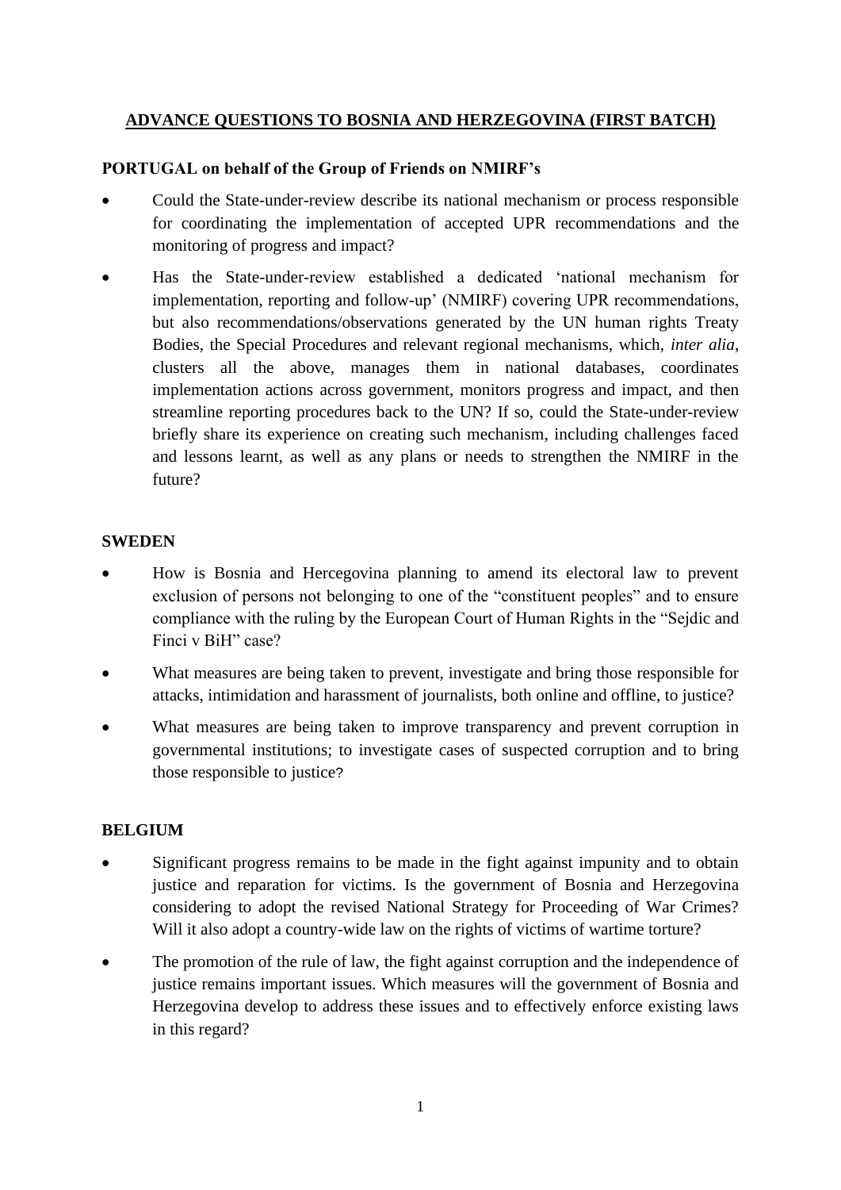# ADVANCE QUESTIONS TO BOSNIA AND HERZEGOVINA (FIRST BATCH)

## PORTUGAL on behalf of the Group of Friends on NMIRF's

- Could the State-under-review describe its national mechanism or process responsible for coordinating the implementation of accepted UPR recommendations and the monitoring of progress and impact?
- Has the State-under-review established a dedicated 'national mechanism for implementation, reporting and follow-up' (NMIRF) covering UPR recommendations, but also recommendations/observations generated by the UN human rights Treaty Bodies, the Special Procedures and relevant regional mechanisms, which, *inter alia*, clusters all the above, manages them in national databases, coordinates implementation actions across government, monitors progress and impact, and then streamline reporting procedures back to the UN? If so, could the State-under-review briefly share its experience on creating such mechanism, including challenges faced and lessons learnt, as well as any plans or needs to strengthen the NMIRF in the future?

## SWEDEN

- How is Bosnia and Hercegovina planning to amend its electoral law to prevent exclusion of persons not belonging to one of the "constituent peoples" and to ensure compliance with the ruling by the European Court of Human Rights in the "Sejdic and Finci v BiH" case?
- What measures are being taken to prevent, investigate and bring those responsible for attacks, intimidation and harassment of journalists, both online and offline, to justice?
- What measures are being taken to improve transparency and prevent corruption in governmental institutions; to investigate cases of suspected corruption and to bring those responsible to justice?

## BELGIUM

- Significant progress remains to be made in the fight against impunity and to obtain justice and reparation for victims. Is the government of Bosnia and Herzegovina considering to adopt the revised National Strategy for Proceeding of War Crimes? Will it also adopt a country-wide law on the rights of victims of wartime torture?
- The promotion of the rule of law, the fight against corruption and the independence of justice remains important issues. Which measures will the government of Bosnia and Herzegovina develop to address these issues and to effectively enforce existing laws in this regard?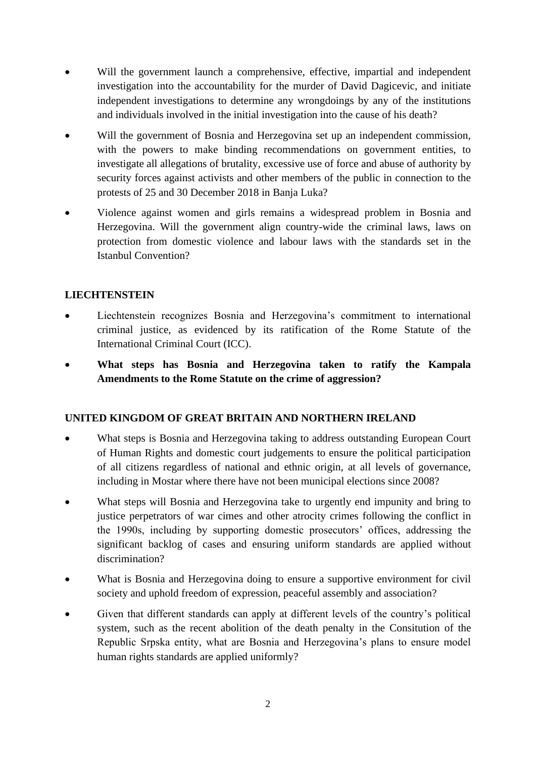- Will the government launch a comprehensive, effective, impartial and independent investigation into the accountability for the murder of David Dagicevic, and initiate independent investigations to determine any wrongdoings by any of the institutions and individuals involved in the initial investigation into the cause of his death?

- Will the government of Bosnia and Herzegovina set up an independent commission, with the powers to make binding recommendations on government entities, to investigate all allegations of brutality, excessive use of force and abuse of authority by security forces against activists and other members of the public in connection to the protests of 25 and 30 December 2018 in Banja Luka?

- Violence against women and girls remains a widespread problem in Bosnia and Herzegovina. Will the government align country-wide the criminal laws, laws on protection from domestic violence and labour laws with the standards set in the Istanbul Convention?

## LIECHTENSTEIN

- Liechtenstein recognizes Bosnia and Herzegovina's commitment to international criminal justice, as evidenced by its ratification of the Rome Statute of the International Criminal Court (ICC).

- **What steps has Bosnia and Herzegovina taken to ratify the Kampala Amendments to the Rome Statute on the crime of aggression?**

## UNITED KINGDOM OF GREAT BRITAIN AND NORTHERN IRELAND

- What steps is Bosnia and Herzegovina taking to address outstanding European Court of Human Rights and domestic court judgements to ensure the political participation of all citizens regardless of national and ethnic origin, at all levels of governance, including in Mostar where there have not been municipal elections since 2008?

- What steps will Bosnia and Herzegovina take to urgently end impunity and bring to justice perpetrators of war cimes and other atrocity crimes following the conflict in the 1990s, including by supporting domestic prosecutors' offices, addressing the significant backlog of cases and ensuring uniform standards are applied without discrimination?

- What is Bosnia and Herzegovina doing to ensure a supportive environment for civil society and uphold freedom of expression, peaceful assembly and association?

- Given that different standards can apply at different levels of the country's political system, such as the recent abolition of the death penalty in the Consitution of the Republic Srpska entity, what are Bosnia and Herzegovina's plans to ensure model human rights standards are applied uniformly?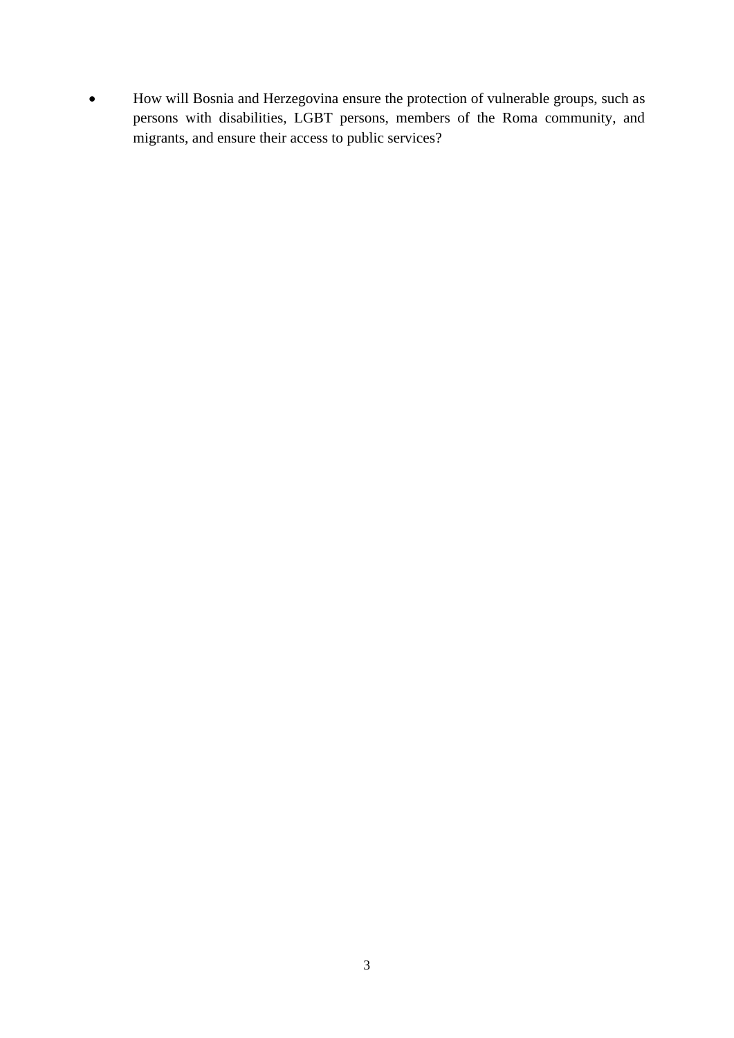- How will Bosnia and Herzegovina ensure the protection of vulnerable groups, such as persons with disabilities, LGBT persons, members of the Roma community, and migrants, and ensure their access to public services?